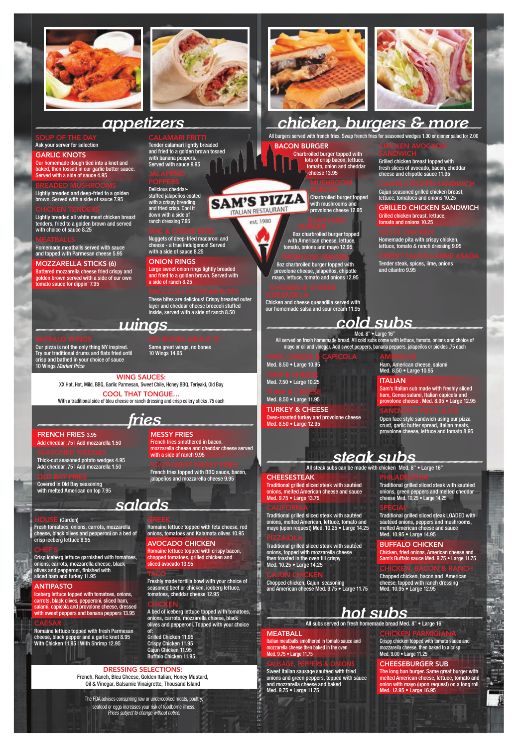# appetizers

### SOUP OF THE DAY
Ask your server for selection

### GARLIC KNOTS
Our homemade dough tied into a knot and baked, then tossed in our garlic butter sauce. Served with a side of sauce 4.95

### BREADED MUSHROOMS
Lightly breaded and deep-fried to a golden brown. Served with a side of sauce 7.95

### CHICKEN TENDERS
Lightly breaded all white meat chicken breast tenders, fried to a golden brown and served with choice of sauce 8.25

### MEATBALLS
Homemade meatballs served with sauce and topped with Parmesan cheese 5.95

### MOZZARELLA STICKS (6)
Battered mozzarella cheese fried crispy and golden brown served with a side of our own tomato sauce for dippin' 7.95

### CALAMARI FRITTI
Tender calamari lightly breaded and fried to a golden brown tossed with banana peppers. Served with sauce 9.95

### JALAPEÑO POPPERS
Delicious cheddar-stuffed jalapeños coated with a crispy breading and fried crisp. Cool it down with a side of ranch dressing 7.95

### MAC & CHEESE BITES
Nuggets of deep-fried macaroni and cheese - a true indulgence! Served with a side of sauce 8.25

### ONION RINGS
Large sweet onion rings lightly breaded and fried to a golden brown. Served with a side of ranch 8.25

### BROCCOLI CHEDDAR BITES
These bites are delicious! Crispy breaded outer layer and cheddar cheese broccoli stuffed inside, served with a side of ranch 8.50

# wings

### BUFFALO WINGS
Our pizza is not the only thing NY inspired. Try our traditional drums and flats fried until crisp and bathed in your choice of sauce
10 Wings *Market Price*

### NO BONES ABOUT IT!
Same great wings, no bones
10 Wings 14.95

### WING SAUCES:
XX Hot, Hot, Mild, BBQ, Garlic Parmesan, Sweet Chile, Honey BBQ, Teriyaki, Old Bay

### COOL THAT TONGUE...
With a traditional side of bleu cheese or ranch dressing and crisp celery sticks .75 each

# fries

### FRENCH FRIES 3.95
Add cheddar .75 | Add mozzarella 1.50

### SEASONED WEDGES
Thick-cut seasoned potato wedges 4.95
Add cheddar .75 | Add mozzarella 1.50

### OLD BAY FRIES
Covered in Old Bay seasoning with melted American on top 7.95

### MESSY FRIES
French fries smothered in bacon, mozzarella cheese and cheddar cheese served with a side of ranch 9.95

### SOUTHWEST MESSY FRIES
French fries topped with BBQ sauce, bacon, jalapeños and mozzarella cheese 9.95

# salads

### HOUSE (Garden)
Fresh tomatoes, onions, carrots, mozzarella cheese, black olives and pepperoni on a bed of crisp iceberg lettuce 8.95

### CHEF'S
Crisp iceberg lettuce garnished with tomatoes, onions, carrots, mozzarella cheese, black olives and pepperoni, finished with sliced ham and turkey 11.95

### ANTIPASTO
Iceberg lettuce topped with tomatoes, onions, carrots, black olives, pepperoni, sliced ham, salami, capicola and provolone cheese, dressed with sweet peppers and banana peppers 13.95

### CAESAR
Romaine lettuce topped with fresh Parmesan cheese, black pepper and a garlic knot 8.95
With Chicken 11.95 | With Shrimp 12.95

### GREEK
Romaine lettuce topped with feta cheese, red onions, tomatoes and Kalamata olives 10.95

### AVOCADO CHICKEN
Romaine lettuce topped with crispy bacon, chopped tomatoes, grilled chicken and sliced avocado 13.95

### TACO
Freshly made tortilla bowl with your choice of seasoned beef or chicken, iceberg lettuce, tomatoes, cheddar cheese 12.95

### CHICKEN
A bed of iceberg lettuce topped with tomatoes, onions, carrots, mozzarella cheese, black olives and pepperoni. Topped with your choice of:
- Grilled Chicken 11.95
- Crispy Chicken 11.95
- Cajun Chicken 11.95
- Buffalo Chicken 11.95

### DRESSING SELECTIONS:
French, Ranch, Bleu Cheese, Golden Italian, Honey Mustard, Oil & Vinegar, Balsamic Vinaigrette, Thousand Island

The FDA advises consuming raw or undercooked meats, poultry, seafood or eggs increases your risk of foodborne illness.
*Prices subject to change without notice.*

# chicken, burgers & more

All burgers served with french fries. Swap french fries for seasoned wedges 1.00 or dinner salad for 2.00

**SAM'S PIZZA** ITALIAN RESTAURANT est. 1980

### BACON BURGER
Charbroiled burger topped with lots of crisp bacon, lettuce, tomato, onion and cheddar cheese 13.95

### MUSHROOM BURGER
Charbroiled burger topped with mushrooms and provolone cheese 12.95

### BACKYARD BURGER
8oz charbroiled burger topped with American cheese, lettuce, tomato, onions and mayo 12.95

### FIREHOUSE BURGER
8oz charbroiled burger topped with provolone cheese, jalapeños, chipotle mayo, lettuce, tomato and onions 12.95

### CHICKEN & CHEESE QUESADILLA
Chicken and cheese quesadilla served with our homemade salsa and sour cream 11.95

### CHICKEN AVOCADO SANDWICH
Grilled chicken breast topped with fresh slices of avocado, bacon, cheddar cheese and chipotle sauce 11.95

### CAJUN CHICKEN SANDWICH
Cajun seasoned grilled chicken breast, lettuce, tomatoes and onions 10.25

### GRILLED CHICKEN SANDWICH
Grilled chicken breast, lettuce, tomato and onions 10.25

### FIESTA CHICKEN
Homemade pita with crispy chicken, lettuce, tomato & ranch dressing 9.95

### STREET TACOS CARNE ASADA
Tender steak, spices, lime, onions and cilantro 9.95

# cold subs

Med. 8" • Large 16"

All served on fresh homemade bread. All cold subs come with lettuce, tomato, onions and choice of mayo or oil and vinegar. Add sweet peppers, banana peppers, jalapeños or pickles .75 each

### HAM, CHEESE & CAPICOLA
Med. 8.50 • Large 10.95

### HAM & CHEESE
Med. 7.50 • Large 10.25

### TUNA & CHEESE
Med. 8.50 • Large 11.95

### TURKEY & CHEESE
Oven-roasted turkey and provolone cheese
Med. 8.50 • Large 12.95

### AMERICAN
Ham, American cheese, salami
Med. 8.50 • Large 10.95

### ITALIAN
Sam's Italian sub made with freshly sliced ham, Genoa salami, Italian capicola and provolone cheese . Med. 8.95 • Large 12.95

### SANDWICH PIZZA SLICE
Open face style sandwich using our pizza crust, garlic butter spread, Italian meats, provolone cheese, lettuce and tomato 8.95

# steak subs

All steak subs can be made with chicken Med. 8" • Large 16"

### CHEESESTEAK
Traditional grilled sliced steak with sautéed onions, melted American cheese and sauce
Med. 9.75 • Large 13.75

### CALIFORNIA
Traditional grilled sliced steak with sautéed onions, melted American, lettuce, tomato and mayo (upon request) Med. 10.25 • Large 14.25

### PIZZAIOLA
Traditional grilled sliced steak with sautéed onions, topped with mozzarella cheese then toasted in the oven till crispy
Med. 10.25 • Large 14.25

### CAJUN CHICKEN
Chopped chicken, Cajun seasoning and American cheese Med. 9.75 • Large 11.75

### PHILADELPHIA
Traditional grilled sliced steak with sautéed onions, green peppers and melted cheddar cheese Med. 10.25 • Large 14.25

### SPECIAL
Traditional grilled sliced steak LOADED with sautéed onions, peppers and mushrooms, melted American cheese and sauce
Med. 10.95 • Large 14.95

### BUFFALO CHICKEN
Chicken, fried onions, American cheese and Sam's Buffalo sauce Med. 9.75 • Large 11.75

### CHICKEN, BACON & RANCH
Chopped chicken, bacon and American cheese, topped with ranch dressing
Med. 10.95 • Large 12.95

# hot subs

All subs served on fresh homemade bread Med. 8" • Large 16"

### MEATBALL
Italian meatballs smothered in tomato sauce and mozzarella cheese then baked in the oven
Med. 9.75 • Large 11.75

### SAUSAGE, PEPPERS & ONIONS
Sweet Italian sausage sautéed with fried onions and green peppers, topped with sauce and mozzarella cheese and baked
Med. 9.75 • Large 11.75

### CHICKEN PARMIGIANA
Crispy chicken topped with tomato sauce and mozzarella cheese, then baked to a crisp
Med. 9.00 • Large 11.25

### CHEESEBURGER SUB
The long bun burger. Same great burger with melted American cheese, lettuce, tomato and onion with mayo (upon request) on a long roll
Med. 12.95 • Large 16.95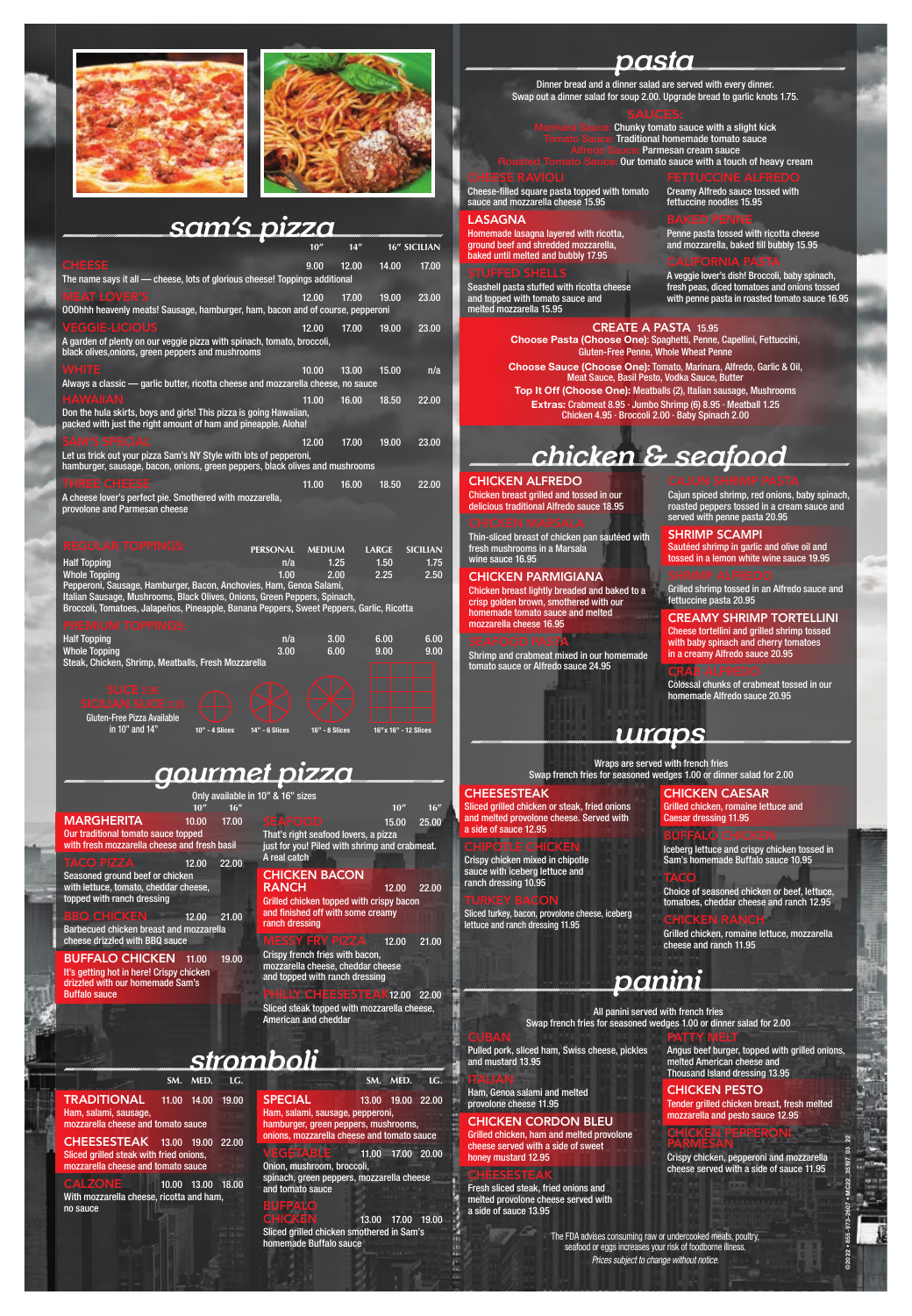## sam's pizza

| | 10" | 14" | 16" | SICILIAN |
|---|---|---|---|---|
| **CHEESE** | 9.00 | 12.00 | 14.00 | 17.00 |
| The name says it all — cheese, lots of glorious cheese! Toppings additional | | | | |
| **MEAT LOVER'S** | 12.00 | 17.00 | 19.00 | 23.00 |
| OOOhhh heavenly meats! Sausage, hamburger, ham, bacon and of course, pepperoni | | | | |
| **VEGGIE-LICIOUS** | 12.00 | 17.00 | 19.00 | 23.00 |
| A garden of plenty on our veggie pizza with spinach, tomato, broccoli, black olives,onions, green peppers and mushrooms | | | | |
| **WHITE** | 10.00 | 13.00 | 15.00 | n/a |
| Always a classic — garlic butter, ricotta cheese and mozzarella cheese, no sauce | | | | |
| **HAWAIIAN** | 11.00 | 16.00 | 18.50 | 22.00 |
| Don the hula skirts, boys and girls! This pizza is going Hawaiian, packed with just the right amount of ham and pineapple. Aloha! | | | | |
| **SAM'S SPECIAL** | 12.00 | 17.00 | 19.00 | 23.00 |
| Let us trick out your pizza Sam's NY Style with lots of pepperoni, hamburger, sausage, bacon, onions, green peppers, black olives and mushrooms | | | | |
| **THREE CHEESE** | 11.00 | 16.00 | 18.50 | 22.00 |
| A cheese lover's perfect pie. Smothered with mozzarella, provolone and Parmesan cheese | | | | |

| REGULAR TOPPINGS: | PERSONAL | MEDIUM | LARGE | SICILIAN |
|---|---|---|---|---|
| Half Topping | n/a | 1.25 | 1.50 | 1.75 |
| Whole Topping | 1.00 | 2.00 | 2.25 | 2.50 |

Pepperoni, Sausage, Hamburger, Bacon, Anchovies, Ham, Genoa Salami, Italian Sausage, Mushrooms, Black Olives, Onions, Green Peppers, Spinach, Broccoli, Tomatoes, Jalapeños, Pineapple, Banana Peppers, Sweet Peppers, Garlic, Ricotta

| PREMIUM TOPPINGS: | PERSONAL | MEDIUM | LARGE | SICILIAN |
|---|---|---|---|---|
| Half Topping | n/a | 3.00 | 6.00 | 6.00 |
| Whole Topping | 3.00 | 6.00 | 9.00 | 9.00 |

Steak, Chicken, Shrimp, Meatballs, Fresh Mozzarella

SLICE 2.95
SICILIAN SLICE 3.25
Gluten-Free Pizza Available in 10" and 14"

10" - 4 Slices
14" - 6 Slices
16" - 8 Slices
16"x 16" - 12 Slices

## gourmet pizza

Only available in 10" & 16" sizes

| | 10" | 16" |
|---|---|---|
| **MARGHERITA** | 10.00 | 17.00 |
| Our traditional tomato sauce topped with fresh mozzarella cheese and fresh basil | | |
| **TACO PIZZA** | 12.00 | 22.00 |
| Seasoned ground beef or chicken with lettuce, tomato, cheddar cheese, topped with ranch dressing | | |
| **BBQ CHICKEN** | 12.00 | 21.00 |
| Barbecued chicken breast and mozzarella cheese drizzled with BBQ sauce | | |
| **BUFFALO CHICKEN** | 11.00 | 19.00 |
| It's getting hot in here! Crispy chicken drizzled with our homemade Sam's Buffalo sauce | | |
| **SEAFOOD** | 15.00 | 25.00 |
| That's right seafood lovers, a pizza just for you! Piled with shrimp and crabmeat. A real catch | | |
| **CHICKEN BACON RANCH** | 12.00 | 22.00 |
| Grilled chicken topped with crispy bacon and finished off with some creamy ranch dressing | | |
| **MESSY FRY PIZZA** | 12.00 | 21.00 |
| Crispy french fries with bacon, mozzarella cheese, cheddar cheese and topped with ranch dressing | | |
| **PHILLY CHEESESTEAK** | 12.00 | 22.00 |
| Sliced steak topped with mozzarella cheese, American and cheddar | | |

## stromboli

| | SM. | MED. | LG. |
|---|---|---|---|
| **TRADITIONAL** | 11.00 | 14.00 | 19.00 |
| Ham, salami, sausage, mozzarella cheese and tomato sauce | | | |
| **CHEESESTEAK** | 13.00 | 19.00 | 22.00 |
| Sliced grilled steak with fried onions, mozzarella cheese and tomato sauce | | | |
| **CALZONE** | 10.00 | 13.00 | 18.00 |
| With mozzarella cheese, ricotta and ham, no sauce | | | |
| **SPECIAL** | 13.00 | 19.00 | 22.00 |
| Ham, salami, sausage, pepperoni, hamburger, green peppers, mushrooms, onions, mozzarella cheese and tomato sauce | | | |
| **VEGETABLE** | 11.00 | 17.00 | 20.00 |
| Onion, mushroom, broccoli, spinach, green peppers, mozzarella cheese and tomato sauce | | | |
| **BUFFALO CHICKEN** | 13.00 | 17.00 | 19.00 |
| Sliced grilled chicken smothered in Sam's homemade Buffalo sauce | | | |

## pasta

Dinner bread and a dinner salad are served with every dinner.
Swap out a dinner salad for soup 2.00. Upgrade bread to garlic knots 1.75.

**SAUCES:**
**Marinara Sauce:** Chunky tomato sauce with a slight kick
**Tomato Sauce:** Traditional homemade tomato sauce
**Alfredo Sauce:** Parmesan cream sauce
**Roasted Tomato Sauce:** Our tomato sauce with a touch of heavy cream

**CHEESE RAVIOLI**
Cheese-filled square pasta topped with tomato sauce and mozzarella cheese 15.95

**LASAGNA**
Homemade lasagna layered with ricotta, ground beef and shredded mozzarella, baked until melted and bubbly 17.95

**STUFFED SHELLS**
Seashell pasta stuffed with ricotta cheese and topped with tomato sauce and melted mozzarella 15.95

**FETTUCCINE ALFREDO**
Creamy Alfredo sauce tossed with fettuccine noodles 15.95

**BAKED PENNE**
Penne pasta tossed with ricotta cheese and mozzarella, baked till bubbly 15.95

**CALIFORNIA PASTA**
A veggie lover's dish! Broccoli, baby spinach, fresh peas, diced tomatoes and onions tossed with penne pasta in roasted tomato sauce 16.95

**CREATE A PASTA** 15.95
**Choose Pasta (Choose One):** Spaghetti, Penne, Capellini, Fettuccini, Gluten-Free Penne, Whole Wheat Penne
**Choose Sauce (Choose One):** Tomato, Marinara, Alfredo, Garlic & Oil, Meat Sauce, Basil Pesto, Vodka Sauce, Butter
**Top It Off (Choose One):** Meatballs (2), Italian sausage, Mushrooms
**Extras:** Crabmeat 8.95 · Jumbo Shrimp (6) 8.95 · Meatball 1.25
Chicken 4.95 · Broccoli 2.00 · Baby Spinach 2.00

## chicken & seafood

**CHICKEN ALFREDO**
Chicken breast grilled and tossed in our delicious traditional Alfredo sauce 18.95

**CHICKEN MARSALA**
Thin-sliced breast of chicken pan sautéed with fresh mushrooms in a Marsala wine sauce 16.95

**CHICKEN PARMIGIANA**
Chicken breast lightly breaded and baked to a crisp golden brown, smothered with our homemade tomato sauce and melted mozzarella cheese 16.95

**SEAFOOD PASTA**
Shrimp and crabmeat mixed in our homemade tomato sauce or Alfredo sauce 24.95

**CAJUN SHRIMP PASTA**
Cajun spiced shrimp, red onions, baby spinach, roasted peppers tossed in a cream sauce and served with penne pasta 20.95

**SHRIMP SCAMPI**
Sautéed shrimp in garlic and olive oil and tossed in a lemon white wine sauce 19.95

**SHRIMP ALFREDO**
Grilled shrimp tossed in an Alfredo sauce and fettuccine pasta 20.95

**CREAMY SHRIMP TORTELLINI**
Cheese tortellini and grilled shrimp tossed with baby spinach and cherry tomatoes in a creamy Alfredo sauce 20.95

**CRAB ALFREDO**
Colossal chunks of crabmeat tossed in our homemade Alfredo sauce 20.95

## wraps

Wraps are served with french fries
Swap french fries for seasoned wedges 1.00 or dinner salad for 2.00

**CHEESESTEAK**
Sliced grilled chicken or steak, fried onions and melted provolone cheese. Served with a side of sauce 12.95

**CHIPOTLE CHICKEN**
Crispy chicken mixed in chipotle sauce with iceberg lettuce and ranch dressing 10.95

**TURKEY BACON**
Sliced turkey, bacon, provolone cheese, iceberg lettuce and ranch dressing 11.95

**CHICKEN CAESAR**
Grilled chicken, romaine lettuce and Caesar dressing 11.95

**BUFFALO CHICKEN**
Iceberg lettuce and crispy chicken tossed in Sam's homemade Buffalo sauce 10.95

**TACO**
Choice of seasoned chicken or beef, lettuce, tomatoes, cheddar cheese and ranch 12.95

**CHICKEN RANCH**
Grilled chicken, romaine lettuce, mozzarella cheese and ranch 11.95

## panini

All panini served with french fries
Swap french fries for seasoned wedges 1.00 or dinner salad for 2.00

**CUBAN**
Pulled pork, sliced ham, Swiss cheese, pickles and mustard 13.95

**ITALIAN**
Ham, Genoa salami and melted provolone cheese 11.95

**CHICKEN CORDON BLEU**
Grilled chicken, ham and melted provolone cheese served with a side of sweet honey mustard 12.95

**CHEESESTEAK**
Fresh sliced steak, fried onions and melted provolone cheese served with a side of sauce 13.95

**PATTY MELT**
Angus beef burger, topped with grilled onions, melted American cheese and Thousand Island dressing 13.95

**CHICKEN PESTO**
Tender grilled chicken breast, fresh melted mozzarella and pesto sauce 12.95

**CHICKEN PEPPERONI PARMESAN**
Crispy chicken, pepperoni and mozzarella cheese served with a side of sauce 11.95

The FDA advises consuming raw or undercooked meats, poultry, seafood or eggs increases your risk of foodborne illness.
*Prices subject to change without notice.*